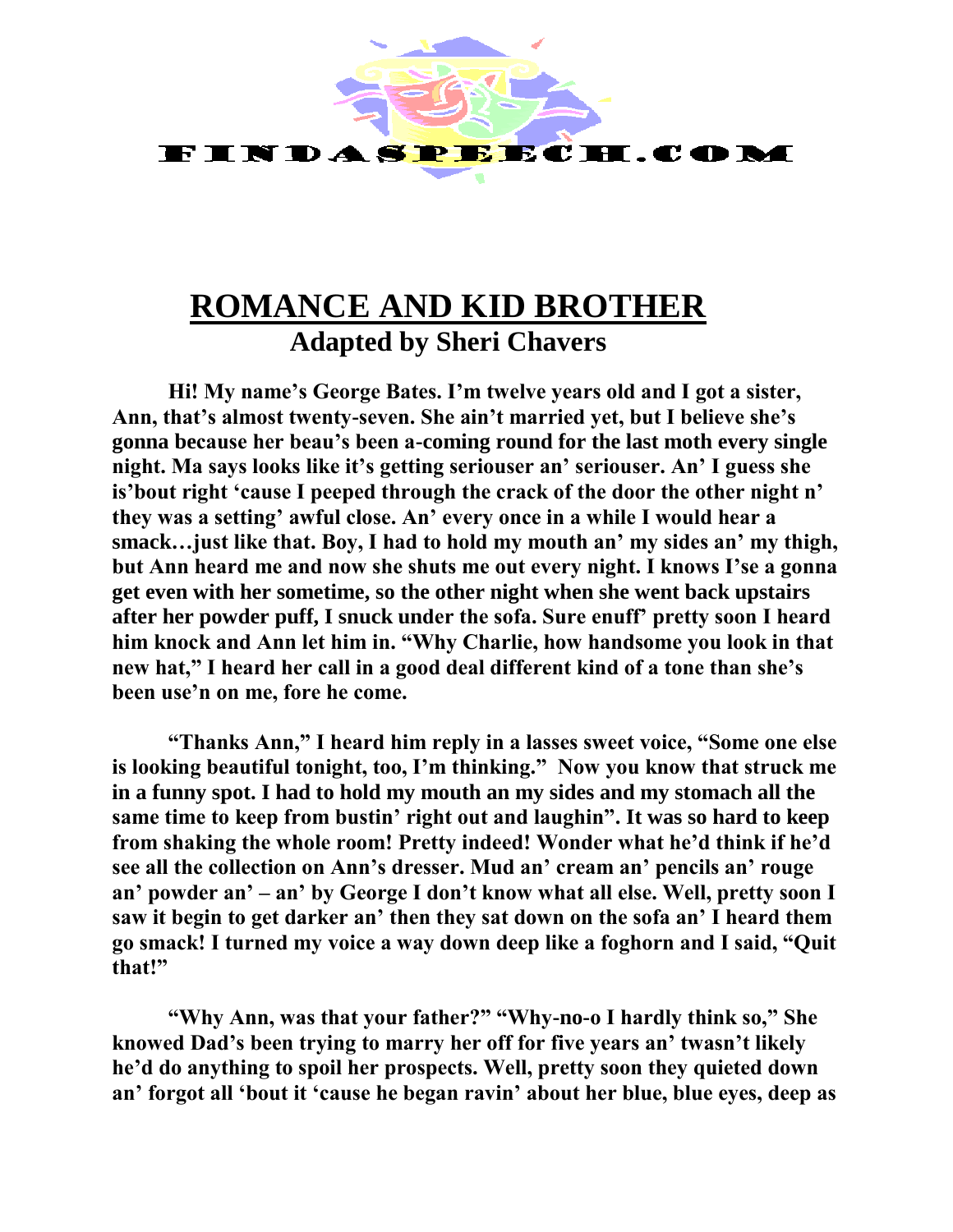# ROMANCE AND KID BROTHER

## Adapted by Sheri Chavers

**Hi! My name's George Bates. I'm twelve years old and I got a sister, Ann, that's almost twenty-seven. She ain't married yet, but I believe she's gonna because her beau's been a-coming round for the last moth every single night. Ma says looks like it's getting seriouser an' seriouser. An' I guess she is'bout right 'cause I peeped through the crack of the door the other night n' they was a setting' awful close. An' every once in a while I would hear a smack…just like that. Boy, I had to hold my mouth an' my sides an' my thigh, but Ann heard me and now she shuts me out every night. I knows I'se a gonna get even with her sometime, so the other night when she went back upstairs after her powder puff, I snuck under the sofa. Sure enuff' pretty soon I heard him knock and Ann let him in. "Why Charlie, how handsome you look in that new hat," I heard her call in a good deal different kind of a tone than she's been use'n on me, fore he come.**

**"Thanks Ann," I heard him reply in a lasses sweet voice, "Some one else is looking beautiful tonight, too, I'm thinking." Now you know that struck me in a funny spot. I had to hold my mouth an my sides and my stomach all the same time to keep from bustin' right out and laughin". It was so hard to keep from shaking the whole room! Pretty indeed! Wonder what he'd think if he'd see all the collection on Ann's dresser. Mud an' cream an' pencils an' rouge an' powder an' – an' by George I don't know what all else. Well, pretty soon I saw it begin to get darker an' then they sat down on the sofa an' I heard them go smack! I turned my voice a way down deep like a foghorn and I said, "Quit that!"**

**"Why Ann, was that your father?" "Why-no-o I hardly think so," She knowed Dad's been trying to marry her off for five years an' twasn't likely he'd do anything to spoil her prospects. Well, pretty soon they quieted down an' forgot all 'bout it 'cause he began ravin' about her blue, blue eyes, deep as**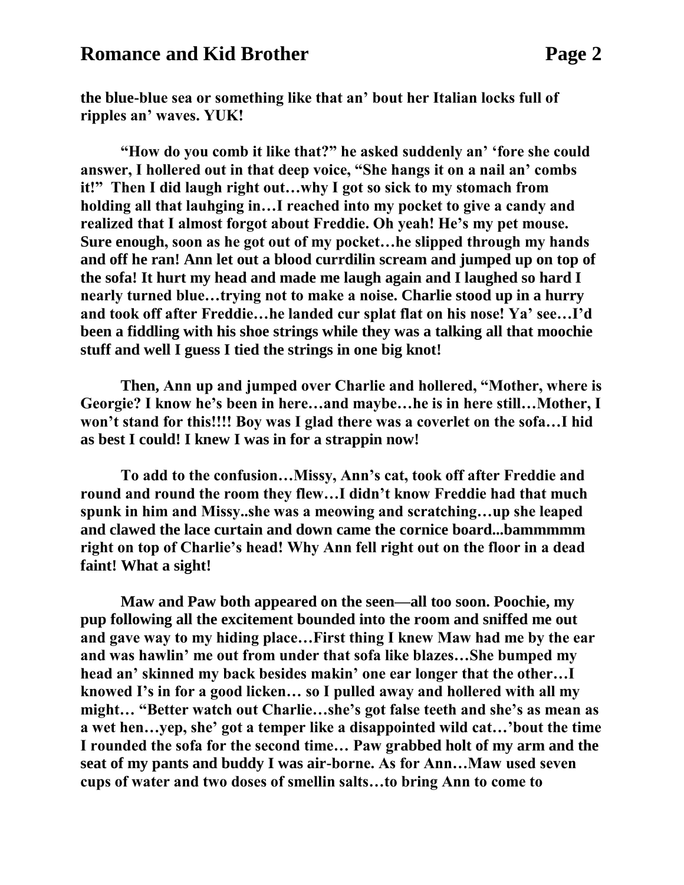**the blue-blue sea or something like that an' bout her Italian locks full of ripples an' waves. YUK!**

**"How do you comb it like that?" he asked suddenly an' 'fore she could answer, I hollered out in that deep voice, "She hangs it on a nail an' combs it!" Then I did laugh right out…why I got so sick to my stomach from holding all that lauhging in…I reached into my pocket to give a candy and realized that I almost forgot about Freddie. Oh yeah! He's my pet mouse. Sure enough, soon as he got out of my pocket…he slipped through my hands and off he ran! Ann let out a blood currdilin scream and jumped up on top of the sofa! It hurt my head and made me laugh again and I laughed so hard I nearly turned blue…trying not to make a noise. Charlie stood up in a hurry and took off after Freddie…he landed cur splat flat on his nose! Ya' see…I'd been a fiddling with his shoe strings while they was a talking all that moochie stuff and well I guess I tied the strings in one big knot!**

**Then, Ann up and jumped over Charlie and hollered, "Mother, where is Georgie? I know he's been in here…and maybe…he is in here still…Mother, I won't stand for this!!!! Boy was I glad there was a coverlet on the sofa…I hid as best I could! I knew I was in for a strappin now!**

**To add to the confusion…Missy, Ann's cat, took off after Freddie and round and round the room they flew…I didn't know Freddie had that much spunk in him and Missy..she was a meowing and scratching…up she leaped and clawed the lace curtain and down came the cornice board...bammmmm right on top of Charlie's head! Why Ann fell right out on the floor in a dead faint! What a sight!**

**Maw and Paw both appeared on the seen—all too soon. Poochie, my pup following all the excitement bounded into the room and sniffed me out and gave way to my hiding place…First thing I knew Maw had me by the ear and was hawlin' me out from under that sofa like blazes…She bumped my head an' skinned my back besides makin' one ear longer that the other…I knowed I's in for a good licken… so I pulled away and hollered with all my might… "Better watch out Charlie…she's got false teeth and she's as mean as a wet hen…yep, she' got a temper like a disappointed wild cat…'bout the time I rounded the sofa for the second time… Paw grabbed holt of my arm and the seat of my pants and buddy I was air-borne. As for Ann…Maw used seven cups of water and two doses of smellin salts…to bring Ann to come to**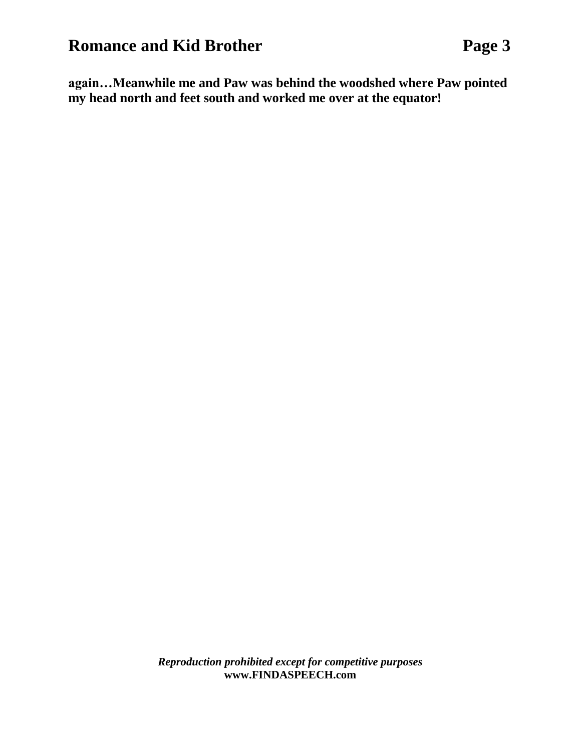**again…Meanwhile me and Paw was behind the woodshed where Paw pointed my head north and feet south and worked me over at the equator!**